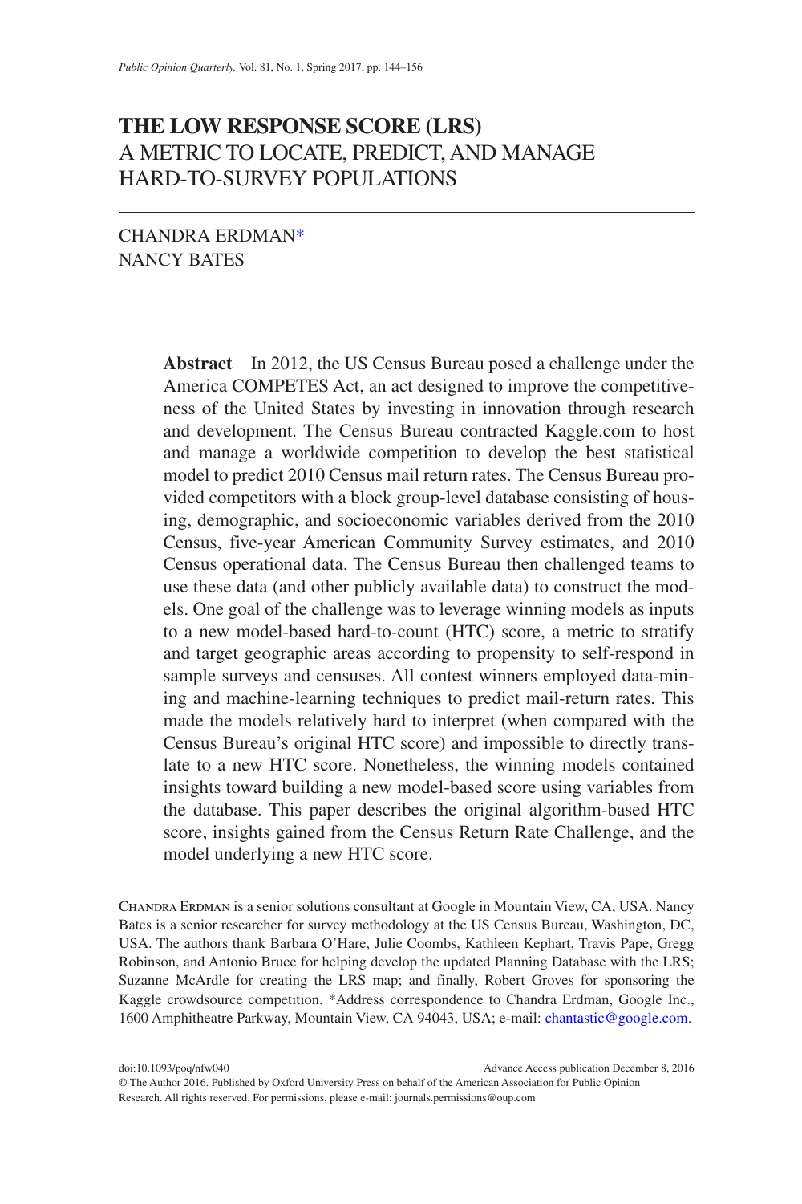# THE LOW RESPONSE SCORE (LRS)

## A METRIC TO LOCATE, PREDICT, AND MANAGE HARD-TO-SURVEY POPULATIONS

CHANDRA ERDMAN*
NANCY BATES

**Abstract** In 2012, the US Census Bureau posed a challenge under the America COMPETES Act, an act designed to improve the competitiveness of the United States by investing in innovation through research and development. The Census Bureau contracted Kaggle.com to host and manage a worldwide competition to develop the best statistical model to predict 2010 Census mail return rates. The Census Bureau provided competitors with a block group-level database consisting of housing, demographic, and socioeconomic variables derived from the 2010 Census, five-year American Community Survey estimates, and 2010 Census operational data. The Census Bureau then challenged teams to use these data (and other publicly available data) to construct the models. One goal of the challenge was to leverage winning models as inputs to a new model-based hard-to-count (HTC) score, a metric to stratify and target geographic areas according to propensity to self-respond in sample surveys and censuses. All contest winners employed data-mining and machine-learning techniques to predict mail-return rates. This made the models relatively hard to interpret (when compared with the Census Bureau's original HTC score) and impossible to directly translate to a new HTC score. Nonetheless, the winning models contained insights toward building a new model-based score using variables from the database. This paper describes the original algorithm-based HTC score, insights gained from the Census Return Rate Challenge, and the model underlying a new HTC score.

Chandra Erdman is a senior solutions consultant at Google in Mountain View, CA, USA. Nancy Bates is a senior researcher for survey methodology at the US Census Bureau, Washington, DC, USA. The authors thank Barbara O'Hare, Julie Coombs, Kathleen Kephart, Travis Pape, Gregg Robinson, and Antonio Bruce for helping develop the updated Planning Database with the LRS; Suzanne McArdle for creating the LRS map; and finally, Robert Groves for sponsoring the Kaggle crowdsource competition. *Address correspondence to Chandra Erdman, Google Inc., 1600 Amphitheatre Parkway, Mountain View, CA 94043, USA; e-mail: chantastic@google.com.

doi:10.1093/poq/nfw040 Advance Access publication December 8, 2016
© The Author 2016. Published by Oxford University Press on behalf of the American Association for Public Opinion Research. All rights reserved. For permissions, please e-mail: journals.permissions@oup.com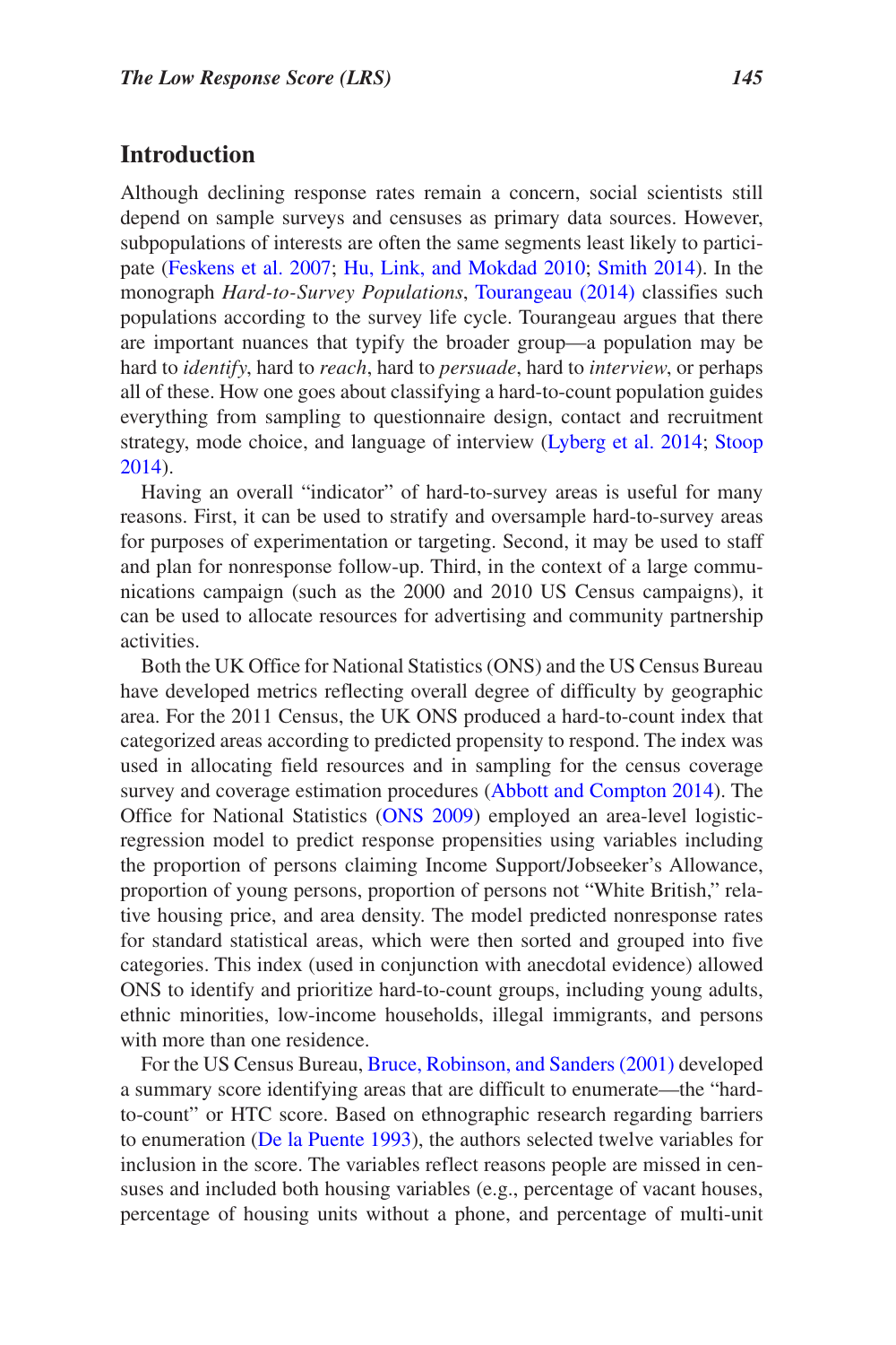## Introduction

Although declining response rates remain a concern, social scientists still depend on sample surveys and censuses as primary data sources. However, subpopulations of interests are often the same segments least likely to participate (Feskens et al. 2007; Hu, Link, and Mokdad 2010; Smith 2014). In the monograph *Hard-to-Survey Populations*, Tourangeau (2014) classifies such populations according to the survey life cycle. Tourangeau argues that there are important nuances that typify the broader group—a population may be hard to *identify*, hard to *reach*, hard to *persuade*, hard to *interview*, or perhaps all of these. How one goes about classifying a hard-to-count population guides everything from sampling to questionnaire design, contact and recruitment strategy, mode choice, and language of interview (Lyberg et al. 2014; Stoop 2014).

Having an overall "indicator" of hard-to-survey areas is useful for many reasons. First, it can be used to stratify and oversample hard-to-survey areas for purposes of experimentation or targeting. Second, it may be used to staff and plan for nonresponse follow-up. Third, in the context of a large communications campaign (such as the 2000 and 2010 US Census campaigns), it can be used to allocate resources for advertising and community partnership activities.

Both the UK Office for National Statistics (ONS) and the US Census Bureau have developed metrics reflecting overall degree of difficulty by geographic area. For the 2011 Census, the UK ONS produced a hard-to-count index that categorized areas according to predicted propensity to respond. The index was used in allocating field resources and in sampling for the census coverage survey and coverage estimation procedures (Abbott and Compton 2014). The Office for National Statistics (ONS 2009) employed an area-level logistic-regression model to predict response propensities using variables including the proportion of persons claiming Income Support/Jobseeker's Allowance, proportion of young persons, proportion of persons not "White British," relative housing price, and area density. The model predicted nonresponse rates for standard statistical areas, which were then sorted and grouped into five categories. This index (used in conjunction with anecdotal evidence) allowed ONS to identify and prioritize hard-to-count groups, including young adults, ethnic minorities, low-income households, illegal immigrants, and persons with more than one residence.

For the US Census Bureau, Bruce, Robinson, and Sanders (2001) developed a summary score identifying areas that are difficult to enumerate—the "hard-to-count" or HTC score. Based on ethnographic research regarding barriers to enumeration (De la Puente 1993), the authors selected twelve variables for inclusion in the score. The variables reflect reasons people are missed in censuses and included both housing variables (e.g., percentage of vacant houses, percentage of housing units without a phone, and percentage of multi-unit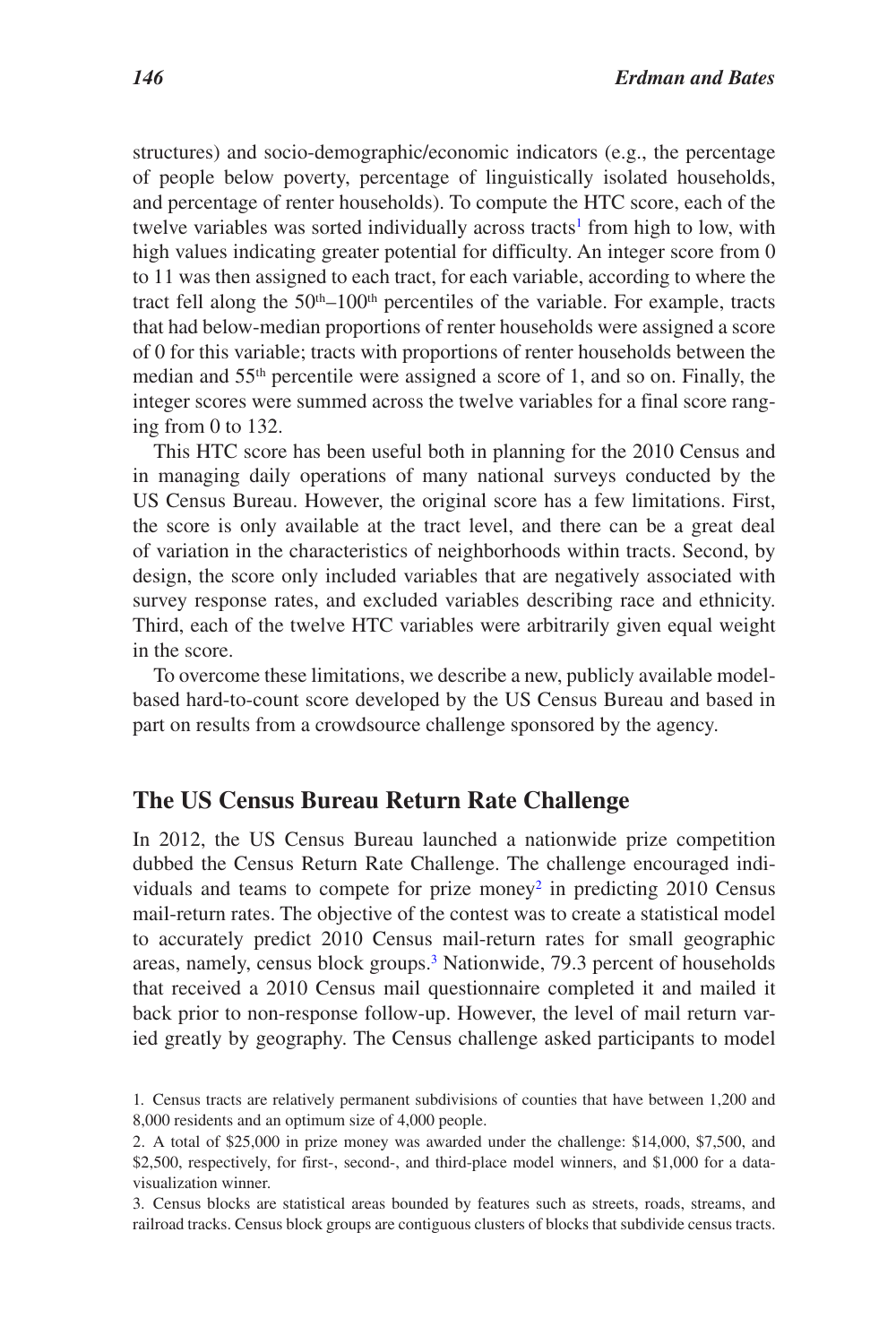structures) and socio-demographic/economic indicators (e.g., the percentage of people below poverty, percentage of linguistically isolated households, and percentage of renter households). To compute the HTC score, each of the twelve variables was sorted individually across tracts[1] from high to low, with high values indicating greater potential for difficulty. An integer score from 0 to 11 was then assigned to each tract, for each variable, according to where the tract fell along the 50th–100th percentiles of the variable. For example, tracts that had below-median proportions of renter households were assigned a score of 0 for this variable; tracts with proportions of renter households between the median and 55th percentile were assigned a score of 1, and so on. Finally, the integer scores were summed across the twelve variables for a final score ranging from 0 to 132.

This HTC score has been useful both in planning for the 2010 Census and in managing daily operations of many national surveys conducted by the US Census Bureau. However, the original score has a few limitations. First, the score is only available at the tract level, and there can be a great deal of variation in the characteristics of neighborhoods within tracts. Second, by design, the score only included variables that are negatively associated with survey response rates, and excluded variables describing race and ethnicity. Third, each of the twelve HTC variables were arbitrarily given equal weight in the score.

To overcome these limitations, we describe a new, publicly available model-based hard-to-count score developed by the US Census Bureau and based in part on results from a crowdsource challenge sponsored by the agency.

## The US Census Bureau Return Rate Challenge

In 2012, the US Census Bureau launched a nationwide prize competition dubbed the Census Return Rate Challenge. The challenge encouraged individuals and teams to compete for prize money[2] in predicting 2010 Census mail-return rates. The objective of the contest was to create a statistical model to accurately predict 2010 Census mail-return rates for small geographic areas, namely, census block groups.[3] Nationwide, 79.3 percent of households that received a 2010 Census mail questionnaire completed it and mailed it back prior to non-response follow-up. However, the level of mail return varied greatly by geography. The Census challenge asked participants to model

1. Census tracts are relatively permanent subdivisions of counties that have between 1,200 and 8,000 residents and an optimum size of 4,000 people.

2. A total of $25,000 in prize money was awarded under the challenge: $14,000, $7,500, and $2,500, respectively, for first-, second-, and third-place model winners, and $1,000 for a data-visualization winner.

3. Census blocks are statistical areas bounded by features such as streets, roads, streams, and railroad tracks. Census block groups are contiguous clusters of blocks that subdivide census tracts.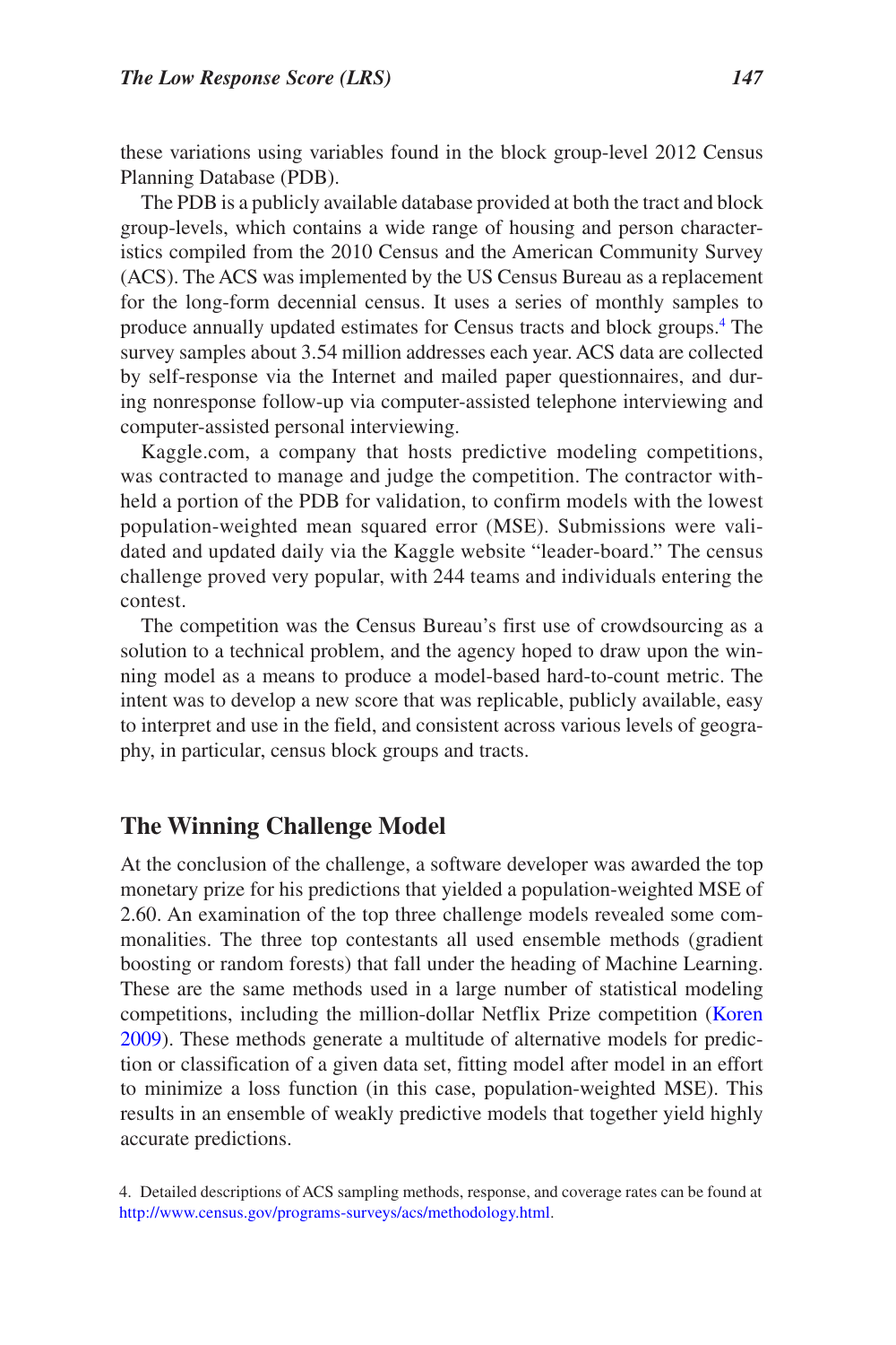these variations using variables found in the block group-level 2012 Census Planning Database (PDB).

The PDB is a publicly available database provided at both the tract and block group-levels, which contains a wide range of housing and person characteristics compiled from the 2010 Census and the American Community Survey (ACS). The ACS was implemented by the US Census Bureau as a replacement for the long-form decennial census. It uses a series of monthly samples to produce annually updated estimates for Census tracts and block groups.[4] The survey samples about 3.54 million addresses each year. ACS data are collected by self-response via the Internet and mailed paper questionnaires, and during nonresponse follow-up via computer-assisted telephone interviewing and computer-assisted personal interviewing.

Kaggle.com, a company that hosts predictive modeling competitions, was contracted to manage and judge the competition. The contractor withheld a portion of the PDB for validation, to confirm models with the lowest population-weighted mean squared error (MSE). Submissions were validated and updated daily via the Kaggle website "leader-board." The census challenge proved very popular, with 244 teams and individuals entering the contest.

The competition was the Census Bureau's first use of crowdsourcing as a solution to a technical problem, and the agency hoped to draw upon the winning model as a means to produce a model-based hard-to-count metric. The intent was to develop a new score that was replicable, publicly available, easy to interpret and use in the field, and consistent across various levels of geography, in particular, census block groups and tracts.

## The Winning Challenge Model

At the conclusion of the challenge, a software developer was awarded the top monetary prize for his predictions that yielded a population-weighted MSE of 2.60. An examination of the top three challenge models revealed some commonalities. The three top contestants all used ensemble methods (gradient boosting or random forests) that fall under the heading of Machine Learning. These are the same methods used in a large number of statistical modeling competitions, including the million-dollar Netflix Prize competition (Koren 2009). These methods generate a multitude of alternative models for prediction or classification of a given data set, fitting model after model in an effort to minimize a loss function (in this case, population-weighted MSE). This results in an ensemble of weakly predictive models that together yield highly accurate predictions.

4. Detailed descriptions of ACS sampling methods, response, and coverage rates can be found at http://www.census.gov/programs-surveys/acs/methodology.html.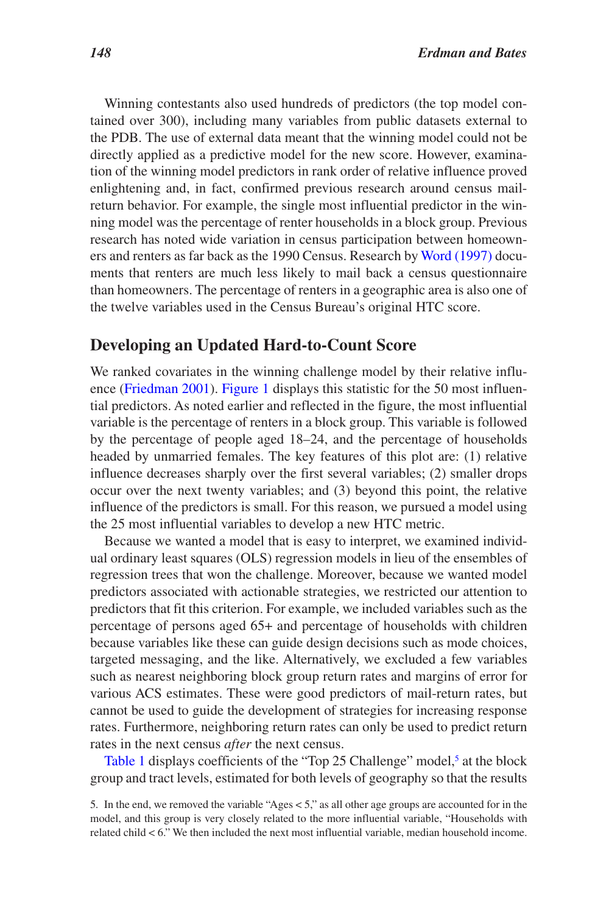Winning contestants also used hundreds of predictors (the top model contained over 300), including many variables from public datasets external to the PDB. The use of external data meant that the winning model could not be directly applied as a predictive model for the new score. However, examination of the winning model predictors in rank order of relative influence proved enlightening and, in fact, confirmed previous research around census mail-return behavior. For example, the single most influential predictor in the winning model was the percentage of renter households in a block group. Previous research has noted wide variation in census participation between homeowners and renters as far back as the 1990 Census. Research by Word (1997) documents that renters are much less likely to mail back a census questionnaire than homeowners. The percentage of renters in a geographic area is also one of the twelve variables used in the Census Bureau's original HTC score.

## Developing an Updated Hard-to-Count Score

We ranked covariates in the winning challenge model by their relative influence (Friedman 2001). Figure 1 displays this statistic for the 50 most influential predictors. As noted earlier and reflected in the figure, the most influential variable is the percentage of renters in a block group. This variable is followed by the percentage of people aged 18–24, and the percentage of households headed by unmarried females. The key features of this plot are: (1) relative influence decreases sharply over the first several variables; (2) smaller drops occur over the next twenty variables; and (3) beyond this point, the relative influence of the predictors is small. For this reason, we pursued a model using the 25 most influential variables to develop a new HTC metric.

Because we wanted a model that is easy to interpret, we examined individual ordinary least squares (OLS) regression models in lieu of the ensembles of regression trees that won the challenge. Moreover, because we wanted model predictors associated with actionable strategies, we restricted our attention to predictors that fit this criterion. For example, we included variables such as the percentage of persons aged 65+ and percentage of households with children because variables like these can guide design decisions such as mode choices, targeted messaging, and the like. Alternatively, we excluded a few variables such as nearest neighboring block group return rates and margins of error for various ACS estimates. These were good predictors of mail-return rates, but cannot be used to guide the development of strategies for increasing response rates. Furthermore, neighboring return rates can only be used to predict return rates in the next census *after* the next census.

Table 1 displays coefficients of the "Top 25 Challenge" model,[5] at the block group and tract levels, estimated for both levels of geography so that the results

5. In the end, we removed the variable "Ages < 5," as all other age groups are accounted for in the model, and this group is very closely related to the more influential variable, "Households with related child < 6." We then included the next most influential variable, median household income.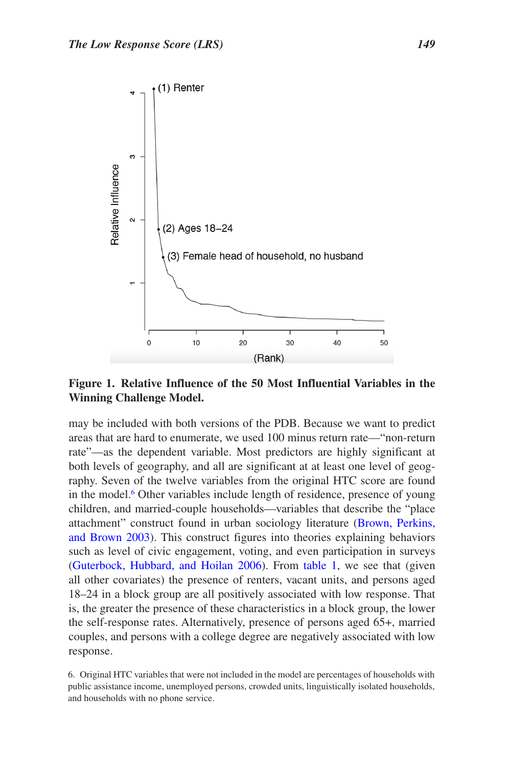**Figure 1. Relative Influence of the 50 Most Influential Variables in the Winning Challenge Model.**

may be included with both versions of the PDB. Because we want to predict areas that are hard to enumerate, we used 100 minus return rate—"non-return rate"—as the dependent variable. Most predictors are highly significant at both levels of geography, and all are significant at at least one level of geography. Seven of the twelve variables from the original HTC score are found in the model.[6] Other variables include length of residence, presence of young children, and married-couple households—variables that describe the "place attachment" construct found in urban sociology literature (Brown, Perkins, and Brown 2003). This construct figures into theories explaining behaviors such as level of civic engagement, voting, and even participation in surveys (Guterbock, Hubbard, and Hoilan 2006). From table 1, we see that (given all other covariates) the presence of renters, vacant units, and persons aged 18–24 in a block group are all positively associated with low response. That is, the greater the presence of these characteristics in a block group, the lower the self-response rates. Alternatively, presence of persons aged 65+, married couples, and persons with a college degree are negatively associated with low response.

6. Original HTC variables that were not included in the model are percentages of households with public assistance income, unemployed persons, crowded units, linguistically isolated households, and households with no phone service.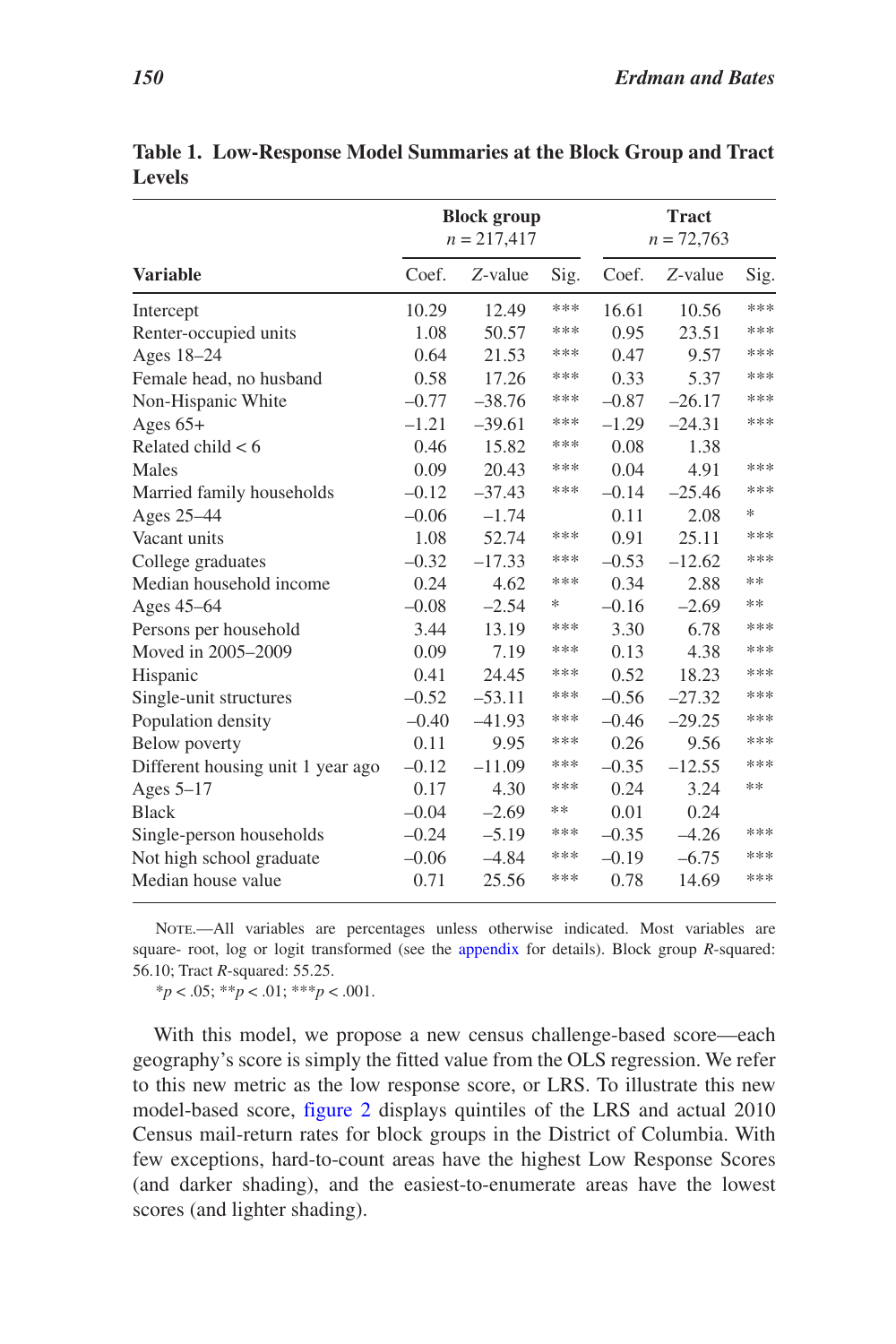**Table 1. Low-Response Model Summaries at the Block Group and Tract Levels**

| Variable | Block group $n$ = 217,417 | | | Tract $n$ = 72,763 | | |
|---|---|---|---|---|---|---|
| | Coef. | $Z$-value | Sig. | Coef. | $Z$-value | Sig. |
| Intercept | 10.29 | 12.49 | *** | 16.61 | 10.56 | *** |
| Renter-occupied units | 1.08 | 50.57 | *** | 0.95 | 23.51 | *** |
| Ages 18–24 | 0.64 | 21.53 | *** | 0.47 | 9.57 | *** |
| Female head, no husband | 0.58 | 17.26 | *** | 0.33 | 5.37 | *** |
| Non-Hispanic White | –0.77 | –38.76 | *** | –0.87 | –26.17 | *** |
| Ages 65+ | –1.21 | –39.61 | *** | –1.29 | –24.31 | *** |
| Related child < 6 | 0.46 | 15.82 | *** | 0.08 | 1.38 | |
| Males | 0.09 | 20.43 | *** | 0.04 | 4.91 | *** |
| Married family households | –0.12 | –37.43 | *** | –0.14 | –25.46 | *** |
| Ages 25–44 | –0.06 | –1.74 | | 0.11 | 2.08 | * |
| Vacant units | 1.08 | 52.74 | *** | 0.91 | 25.11 | *** |
| College graduates | –0.32 | –17.33 | *** | –0.53 | –12.62 | *** |
| Median household income | 0.24 | 4.62 | *** | 0.34 | 2.88 | ** |
| Ages 45–64 | –0.08 | –2.54 | * | –0.16 | –2.69 | ** |
| Persons per household | 3.44 | 13.19 | *** | 3.30 | 6.78 | *** |
| Moved in 2005–2009 | 0.09 | 7.19 | *** | 0.13 | 4.38 | *** |
| Hispanic | 0.41 | 24.45 | *** | 0.52 | 18.23 | *** |
| Single-unit structures | –0.52 | –53.11 | *** | –0.56 | –27.32 | *** |
| Population density | –0.40 | –41.93 | *** | –0.46 | –29.25 | *** |
| Below poverty | 0.11 | 9.95 | *** | 0.26 | 9.56 | *** |
| Different housing unit 1 year ago | –0.12 | –11.09 | *** | –0.35 | –12.55 | *** |
| Ages 5–17 | 0.17 | 4.30 | *** | 0.24 | 3.24 | ** |
| Black | –0.04 | –2.69 | ** | 0.01 | 0.24 | |
| Single-person households | –0.24 | –5.19 | *** | –0.35 | –4.26 | *** |
| Not high school graduate | –0.06 | –4.84 | *** | –0.19 | –6.75 | *** |
| Median house value | 0.71 | 25.56 | *** | 0.78 | 14.69 | *** |

NOTE.—All variables are percentages unless otherwise indicated. Most variables are square- root, log or logit transformed (see the appendix for details). Block group $R$-squared: 56.10; Tract $R$-squared: 55.25.

*$p < .05$; **$p < .01$; ***$p < .001$.

With this model, we propose a new census challenge-based score—each geography's score is simply the fitted value from the OLS regression. We refer to this new metric as the low response score, or LRS. To illustrate this new model-based score, figure 2 displays quintiles of the LRS and actual 2010 Census mail-return rates for block groups in the District of Columbia. With few exceptions, hard-to-count areas have the highest Low Response Scores (and darker shading), and the easiest-to-enumerate areas have the lowest scores (and lighter shading).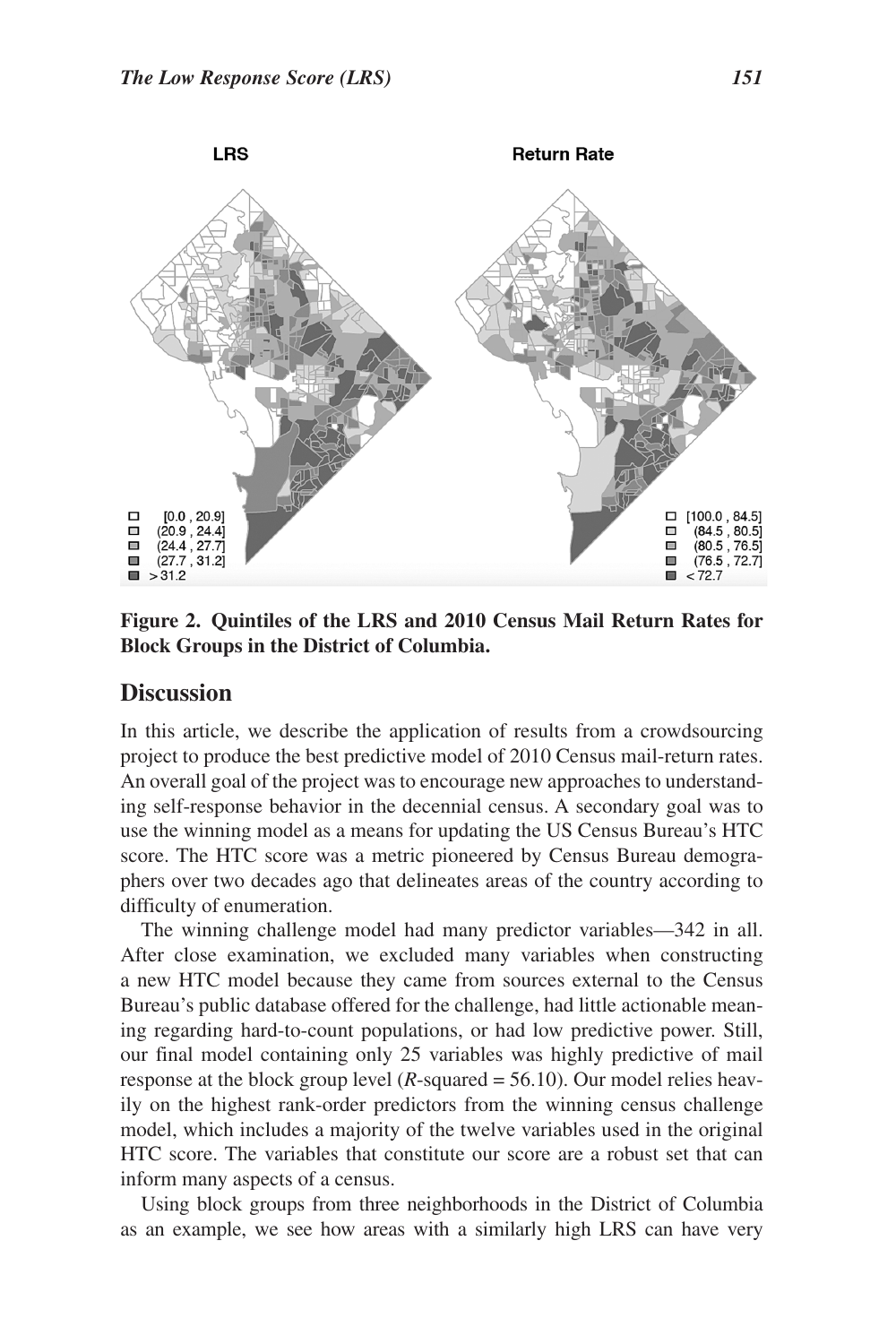LRS

Return Rate

□ [0.0 , 20.9]
□ (20.9 , 24.4]
□ (24.4 , 27.7]
□ (27.7 , 31.2]
■ >31.2

□ [100.0 , 84.5]
□ (84.5 , 80.5]
□ (80.5 , 76.5]
□ (76.5 , 72.7]
■ <72.7

**Figure 2. Quintiles of the LRS and 2010 Census Mail Return Rates for Block Groups in the District of Columbia.**

## Discussion

In this article, we describe the application of results from a crowdsourcing project to produce the best predictive model of 2010 Census mail-return rates. An overall goal of the project was to encourage new approaches to understanding self-response behavior in the decennial census. A secondary goal was to use the winning model as a means for updating the US Census Bureau's HTC score. The HTC score was a metric pioneered by Census Bureau demographers over two decades ago that delineates areas of the country according to difficulty of enumeration.

The winning challenge model had many predictor variables—342 in all. After close examination, we excluded many variables when constructing a new HTC model because they came from sources external to the Census Bureau's public database offered for the challenge, had little actionable meaning regarding hard-to-count populations, or had low predictive power. Still, our final model containing only 25 variables was highly predictive of mail response at the block group level (*R*-squared = 56.10). Our model relies heavily on the highest rank-order predictors from the winning census challenge model, which includes a majority of the twelve variables used in the original HTC score. The variables that constitute our score are a robust set that can inform many aspects of a census.

Using block groups from three neighborhoods in the District of Columbia as an example, we see how areas with a similarly high LRS can have very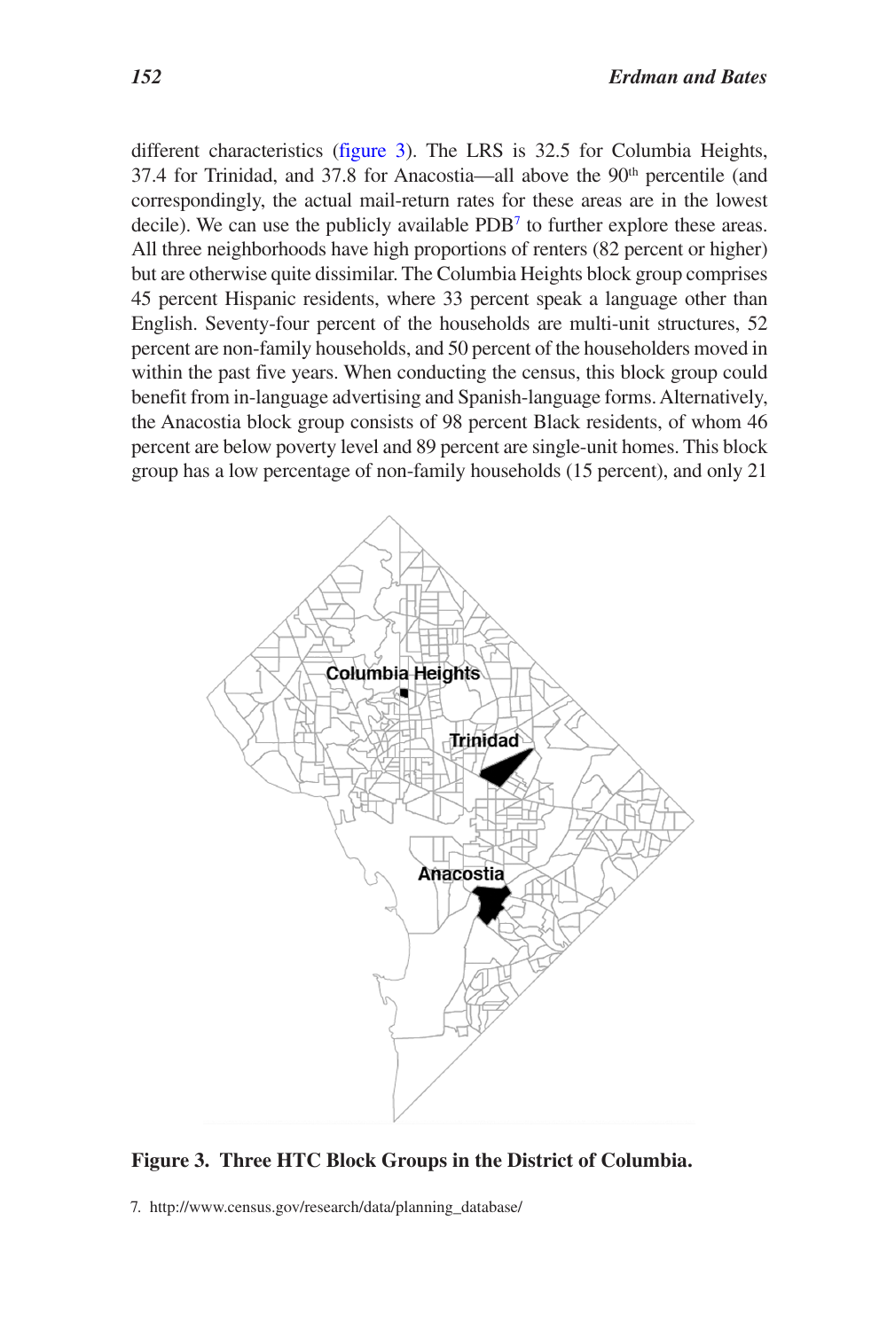different characteristics (figure 3). The LRS is 32.5 for Columbia Heights, 37.4 for Trinidad, and 37.8 for Anacostia—all above the 90th percentile (and correspondingly, the actual mail-return rates for these areas are in the lowest decile). We can use the publicly available PDB[7] to further explore these areas. All three neighborhoods have high proportions of renters (82 percent or higher) but are otherwise quite dissimilar. The Columbia Heights block group comprises 45 percent Hispanic residents, where 33 percent speak a language other than English. Seventy-four percent of the households are multi-unit structures, 52 percent are non-family households, and 50 percent of the householders moved in within the past five years. When conducting the census, this block group could benefit from in-language advertising and Spanish-language forms. Alternatively, the Anacostia block group consists of 98 percent Black residents, of whom 46 percent are below poverty level and 89 percent are single-unit homes. This block group has a low percentage of non-family households (15 percent), and only 21

**Figure 3. Three HTC Block Groups in the District of Columbia.**

7. http://www.census.gov/research/data/planning_database/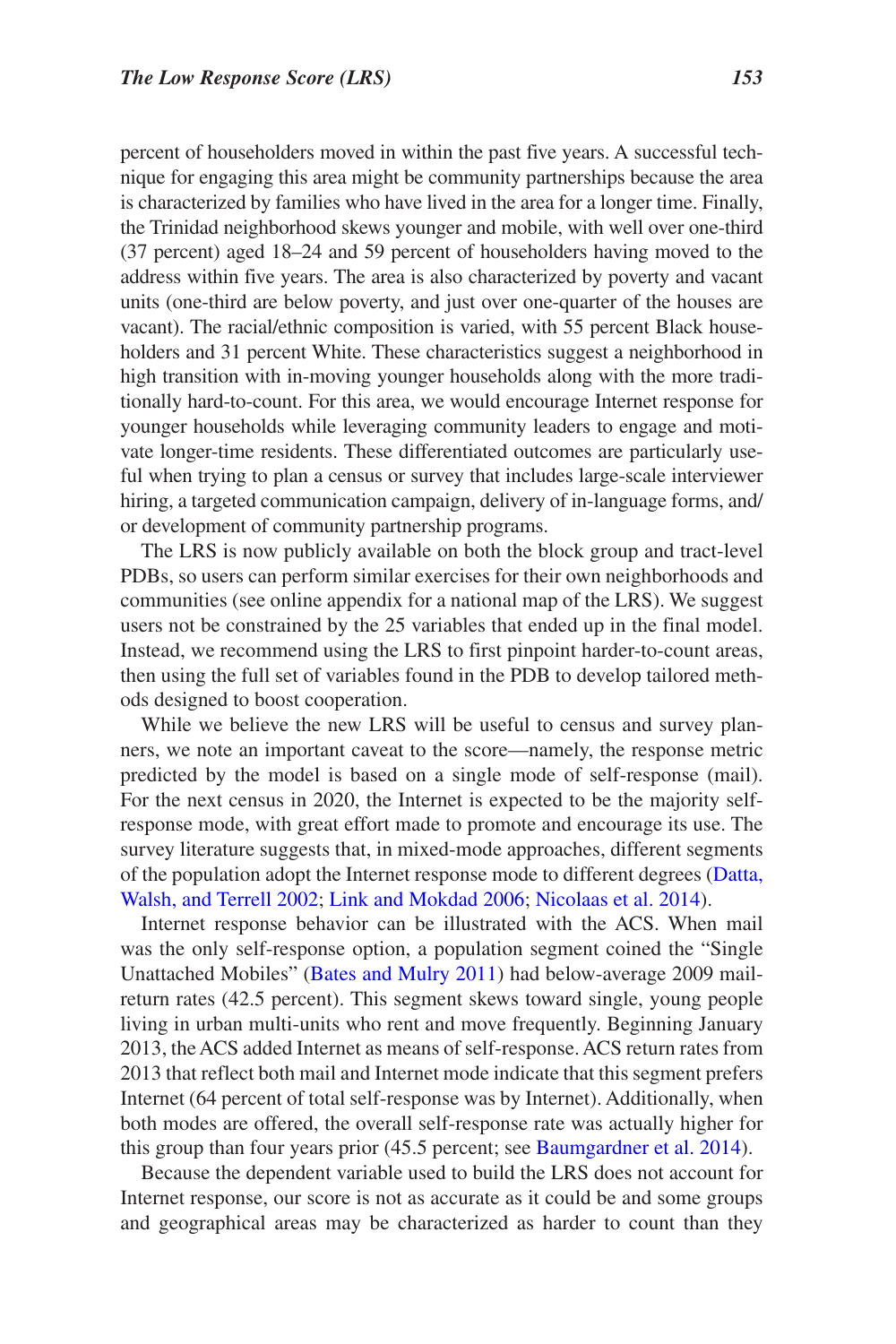percent of householders moved in within the past five years. A successful technique for engaging this area might be community partnerships because the area is characterized by families who have lived in the area for a longer time. Finally, the Trinidad neighborhood skews younger and mobile, with well over one-third (37 percent) aged 18–24 and 59 percent of householders having moved to the address within five years. The area is also characterized by poverty and vacant units (one-third are below poverty, and just over one-quarter of the houses are vacant). The racial/ethnic composition is varied, with 55 percent Black householders and 31 percent White. These characteristics suggest a neighborhood in high transition with in-moving younger households along with the more traditionally hard-to-count. For this area, we would encourage Internet response for younger households while leveraging community leaders to engage and motivate longer-time residents. These differentiated outcomes are particularly useful when trying to plan a census or survey that includes large-scale interviewer hiring, a targeted communication campaign, delivery of in-language forms, and/or development of community partnership programs.

The LRS is now publicly available on both the block group and tract-level PDBs, so users can perform similar exercises for their own neighborhoods and communities (see online appendix for a national map of the LRS). We suggest users not be constrained by the 25 variables that ended up in the final model. Instead, we recommend using the LRS to first pinpoint harder-to-count areas, then using the full set of variables found in the PDB to develop tailored methods designed to boost cooperation.

While we believe the new LRS will be useful to census and survey planners, we note an important caveat to the score—namely, the response metric predicted by the model is based on a single mode of self-response (mail). For the next census in 2020, the Internet is expected to be the majority self-response mode, with great effort made to promote and encourage its use. The survey literature suggests that, in mixed-mode approaches, different segments of the population adopt the Internet response mode to different degrees (Datta, Walsh, and Terrell 2002; Link and Mokdad 2006; Nicolaas et al. 2014).

Internet response behavior can be illustrated with the ACS. When mail was the only self-response option, a population segment coined the "Single Unattached Mobiles" (Bates and Mulry 2011) had below-average 2009 mail-return rates (42.5 percent). This segment skews toward single, young people living in urban multi-units who rent and move frequently. Beginning January 2013, the ACS added Internet as means of self-response. ACS return rates from 2013 that reflect both mail and Internet mode indicate that this segment prefers Internet (64 percent of total self-response was by Internet). Additionally, when both modes are offered, the overall self-response rate was actually higher for this group than four years prior (45.5 percent; see Baumgardner et al. 2014).

Because the dependent variable used to build the LRS does not account for Internet response, our score is not as accurate as it could be and some groups and geographical areas may be characterized as harder to count than they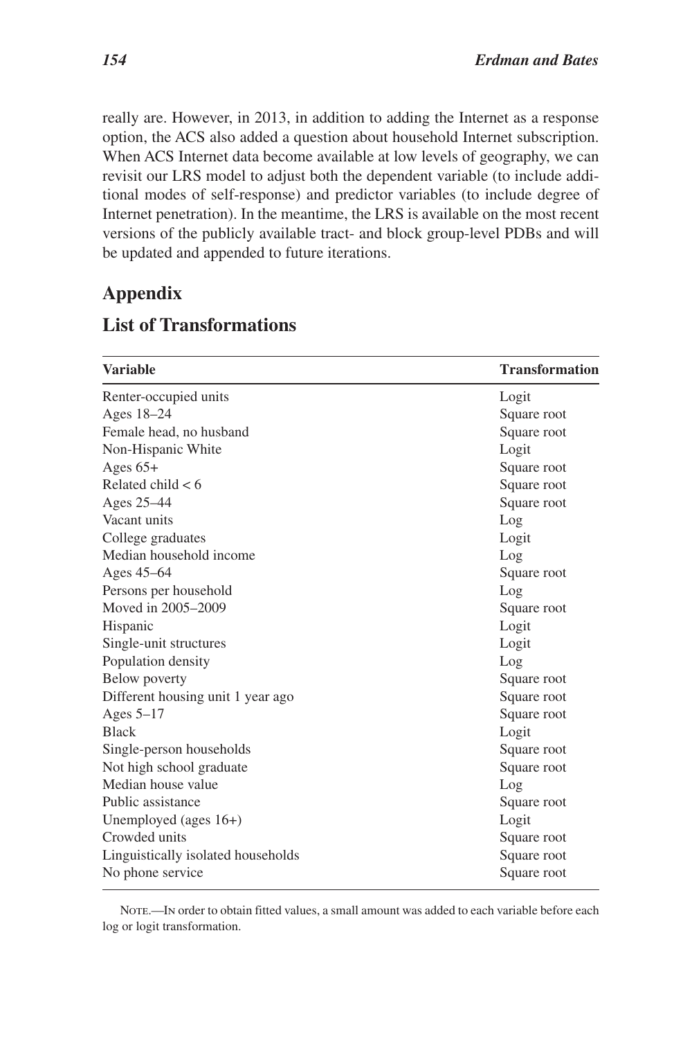really are. However, in 2013, in addition to adding the Internet as a response option, the ACS also added a question about household Internet subscription. When ACS Internet data become available at low levels of geography, we can revisit our LRS model to adjust both the dependent variable (to include additional modes of self-response) and predictor variables (to include degree of Internet penetration). In the meantime, the LRS is available on the most recent versions of the publicly available tract- and block group-level PDBs and will be updated and appended to future iterations.

## Appendix

## List of Transformations

| Variable | Transformation |
|---|---|
| Renter-occupied units | Logit |
| Ages 18–24 | Square root |
| Female head, no husband | Square root |
| Non-Hispanic White | Logit |
| Ages 65+ | Square root |
| Related child < 6 | Square root |
| Ages 25–44 | Square root |
| Vacant units | Log |
| College graduates | Logit |
| Median household income | Log |
| Ages 45–64 | Square root |
| Persons per household | Log |
| Moved in 2005–2009 | Square root |
| Hispanic | Logit |
| Single-unit structures | Logit |
| Population density | Log |
| Below poverty | Square root |
| Different housing unit 1 year ago | Square root |
| Ages 5–17 | Square root |
| Black | Logit |
| Single-person households | Square root |
| Not high school graduate | Square root |
| Median house value | Log |
| Public assistance | Square root |
| Unemployed (ages 16+) | Logit |
| Crowded units | Square root |
| Linguistically isolated households | Square root |
| No phone service | Square root |

Note.—In order to obtain fitted values, a small amount was added to each variable before each log or logit transformation.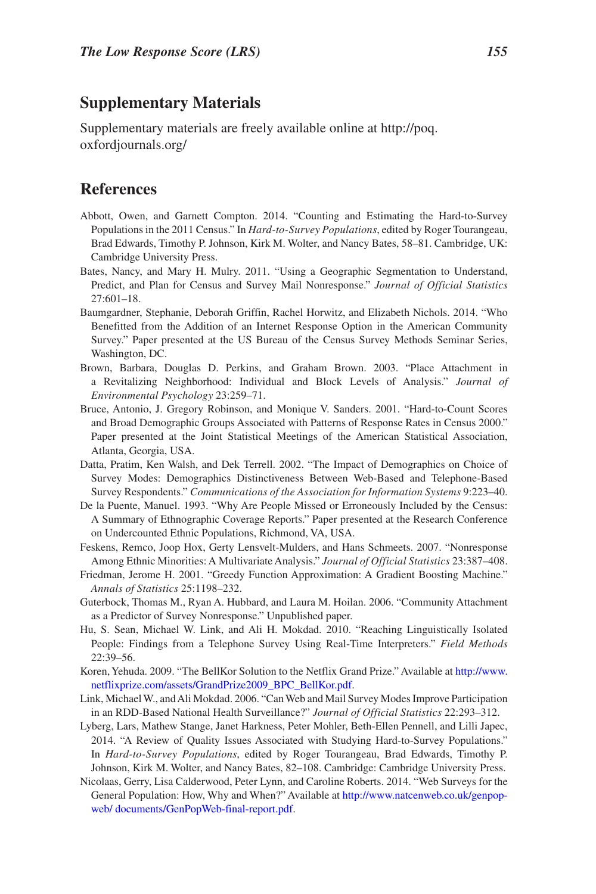## Supplementary Materials

Supplementary materials are freely available online at http://poq.oxfordjournals.org/

## References

Abbott, Owen, and Garnett Compton. 2014. "Counting and Estimating the Hard-to-Survey Populations in the 2011 Census." In *Hard-to-Survey Populations*, edited by Roger Tourangeau, Brad Edwards, Timothy P. Johnson, Kirk M. Wolter, and Nancy Bates, 58–81. Cambridge, UK: Cambridge University Press.

Bates, Nancy, and Mary H. Mulry. 2011. "Using a Geographic Segmentation to Understand, Predict, and Plan for Census and Survey Mail Nonresponse." *Journal of Official Statistics* 27:601–18.

Baumgardner, Stephanie, Deborah Griffin, Rachel Horwitz, and Elizabeth Nichols. 2014. "Who Benefitted from the Addition of an Internet Response Option in the American Community Survey." Paper presented at the US Bureau of the Census Survey Methods Seminar Series, Washington, DC.

Brown, Barbara, Douglas D. Perkins, and Graham Brown. 2003. "Place Attachment in a Revitalizing Neighborhood: Individual and Block Levels of Analysis." *Journal of Environmental Psychology* 23:259–71.

Bruce, Antonio, J. Gregory Robinson, and Monique V. Sanders. 2001. "Hard-to-Count Scores and Broad Demographic Groups Associated with Patterns of Response Rates in Census 2000." Paper presented at the Joint Statistical Meetings of the American Statistical Association, Atlanta, Georgia, USA.

Datta, Pratim, Ken Walsh, and Dek Terrell. 2002. "The Impact of Demographics on Choice of Survey Modes: Demographics Distinctiveness Between Web-Based and Telephone-Based Survey Respondents." *Communications of the Association for Information Systems* 9:223–40.

De la Puente, Manuel. 1993. "Why Are People Missed or Erroneously Included by the Census: A Summary of Ethnographic Coverage Reports." Paper presented at the Research Conference on Undercounted Ethnic Populations, Richmond, VA, USA.

Feskens, Remco, Joop Hox, Gerty Lensvelt-Mulders, and Hans Schmeets. 2007. "Nonresponse Among Ethnic Minorities: A Multivariate Analysis." *Journal of Official Statistics* 23:387–408.

Friedman, Jerome H. 2001. "Greedy Function Approximation: A Gradient Boosting Machine." *Annals of Statistics* 25:1198–232.

Guterbock, Thomas M., Ryan A. Hubbard, and Laura M. Hoilan. 2006. "Community Attachment as a Predictor of Survey Nonresponse." Unpublished paper.

Hu, S. Sean, Michael W. Link, and Ali H. Mokdad. 2010. "Reaching Linguistically Isolated People: Findings from a Telephone Survey Using Real-Time Interpreters." *Field Methods* 22:39–56.

Koren, Yehuda. 2009. "The BellKor Solution to the Netflix Grand Prize." Available at http://www.netflixprize.com/assets/GrandPrize2009_BPC_BellKor.pdf.

Link, Michael W., and Ali Mokdad. 2006. "Can Web and Mail Survey Modes Improve Participation in an RDD-Based National Health Surveillance?" *Journal of Official Statistics* 22:293–312.

Lyberg, Lars, Mathew Stange, Janet Harkness, Peter Mohler, Beth-Ellen Pennell, and Lilli Japec, 2014. "A Review of Quality Issues Associated with Studying Hard-to-Survey Populations." In *Hard-to-Survey Populations*, edited by Roger Tourangeau, Brad Edwards, Timothy P. Johnson, Kirk M. Wolter, and Nancy Bates, 82–108. Cambridge: Cambridge University Press.

Nicolaas, Gerry, Lisa Calderwood, Peter Lynn, and Caroline Roberts. 2014. "Web Surveys for the General Population: How, Why and When?" Available at http://www.natcenweb.co.uk/genpop-web/ documents/GenPopWeb-final-report.pdf.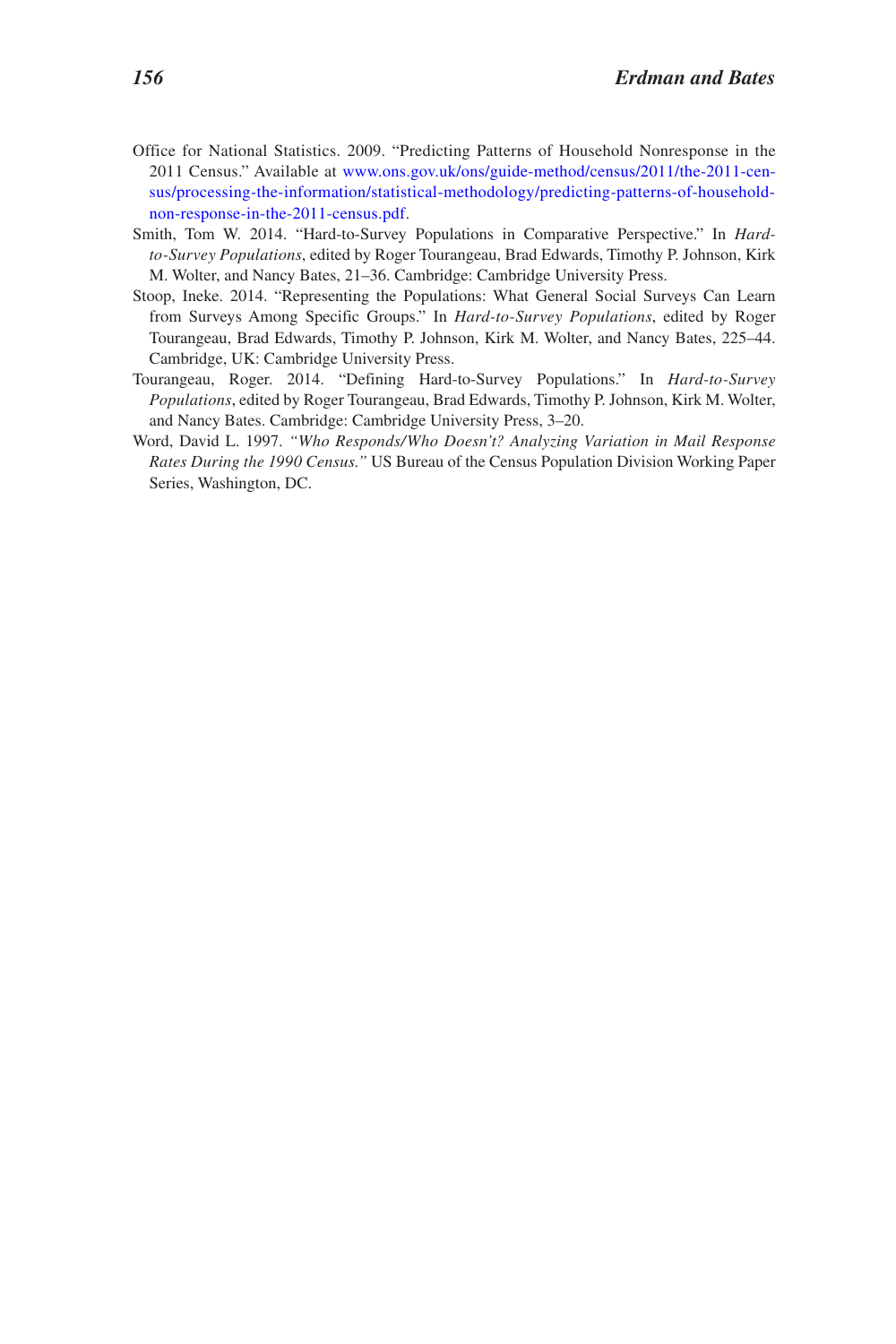Office for National Statistics. 2009. "Predicting Patterns of Household Nonresponse in the 2011 Census." Available at www.ons.gov.uk/ons/guide-method/census/2011/the-2011-census/processing-the-information/statistical-methodology/predicting-patterns-of-household-non-response-in-the-2011-census.pdf.

Smith, Tom W. 2014. "Hard-to-Survey Populations in Comparative Perspective." In *Hard-to-Survey Populations*, edited by Roger Tourangeau, Brad Edwards, Timothy P. Johnson, Kirk M. Wolter, and Nancy Bates, 21–36. Cambridge: Cambridge University Press.

Stoop, Ineke. 2014. "Representing the Populations: What General Social Surveys Can Learn from Surveys Among Specific Groups." In *Hard-to-Survey Populations*, edited by Roger Tourangeau, Brad Edwards, Timothy P. Johnson, Kirk M. Wolter, and Nancy Bates, 225–44. Cambridge, UK: Cambridge University Press.

Tourangeau, Roger. 2014. "Defining Hard-to-Survey Populations." In *Hard-to-Survey Populations*, edited by Roger Tourangeau, Brad Edwards, Timothy P. Johnson, Kirk M. Wolter, and Nancy Bates. Cambridge: Cambridge University Press, 3–20.

Word, David L. 1997. *"Who Responds/Who Doesn't? Analyzing Variation in Mail Response Rates During the 1990 Census."* US Bureau of the Census Population Division Working Paper Series, Washington, DC.